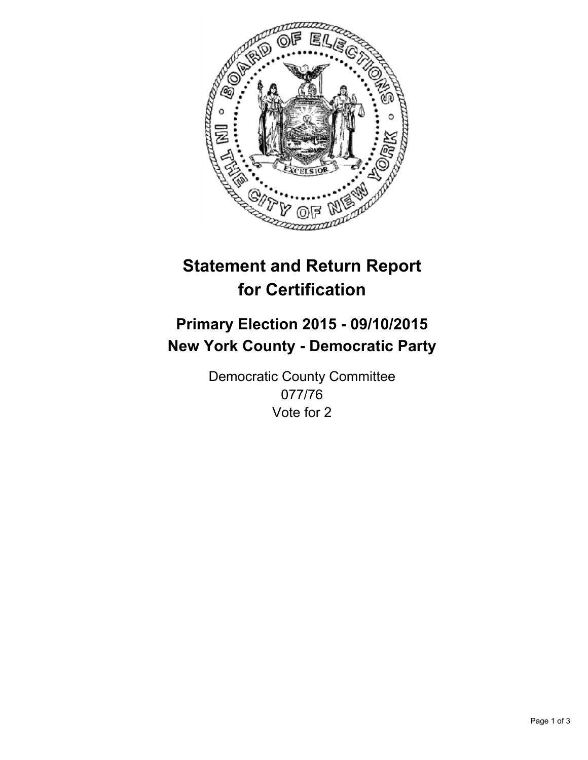# Statement and Return Report for Certification

## Primary Election 2015 - 09/10/2015
## New York County - Democratic Party

Democratic County Committee
077/76
Vote for 2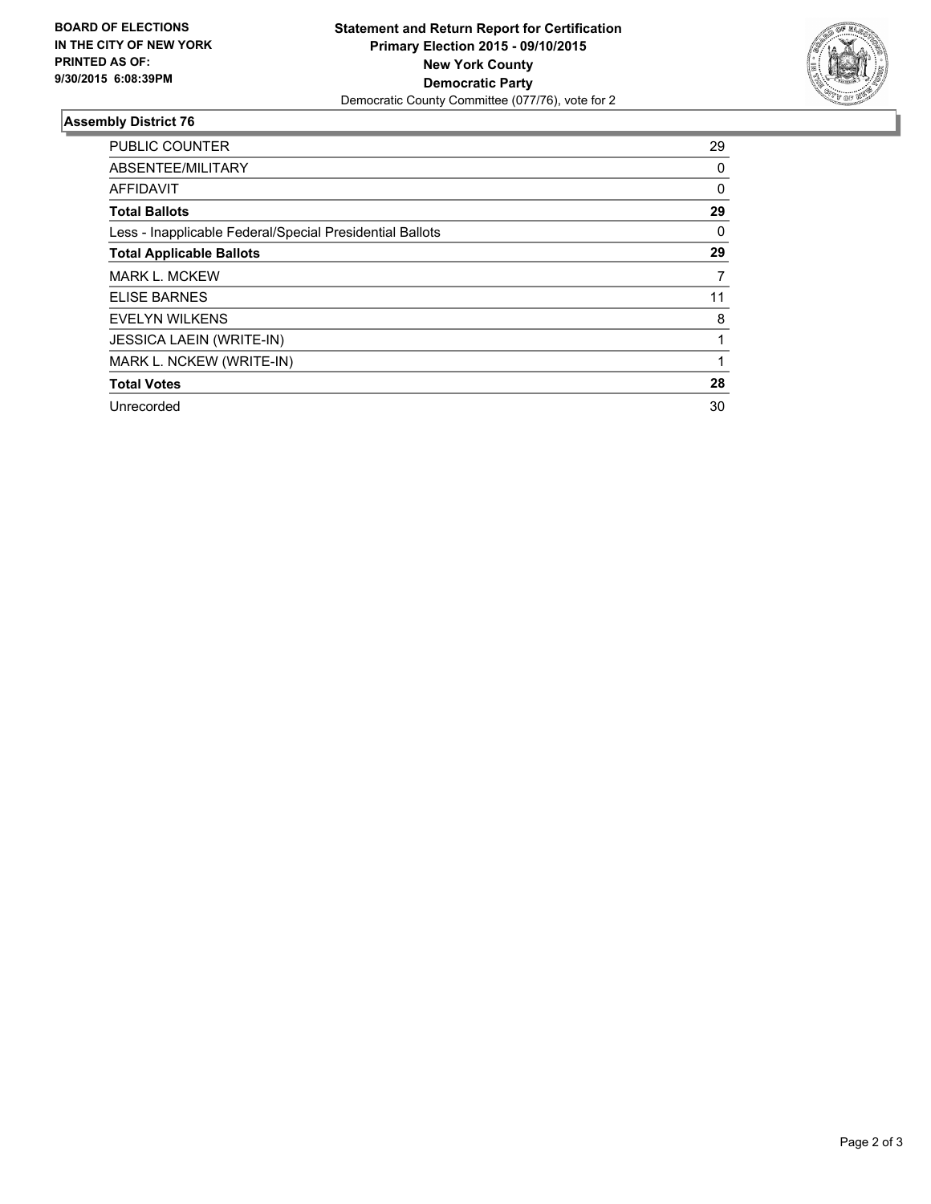**BOARD OF ELECTIONS**
**IN THE CITY OF NEW YORK**
**PRINTED AS OF:**
**9/30/2015 6:08:39PM**

**Statement and Return Report for Certification**
**Primary Election 2015 - 09/10/2015**
**New York County**
**Democratic Party**
Democratic County Committee (077/76), vote for 2

### Assembly District 76

| | |
|---|---|
| PUBLIC COUNTER | 29 |
| ABSENTEE/MILITARY | 0 |
| AFFIDAVIT | 0 |
| **Total Ballots** | **29** |
| Less - Inapplicable Federal/Special Presidential Ballots | 0 |
| **Total Applicable Ballots** | **29** |
| MARK L. MCKEW | 7 |
| ELISE BARNES | 11 |
| EVELYN WILKENS | 8 |
| JESSICA LAEIN (WRITE-IN) | 1 |
| MARK L. NCKEW (WRITE-IN) | 1 |
| **Total Votes** | **28** |
| Unrecorded | 30 |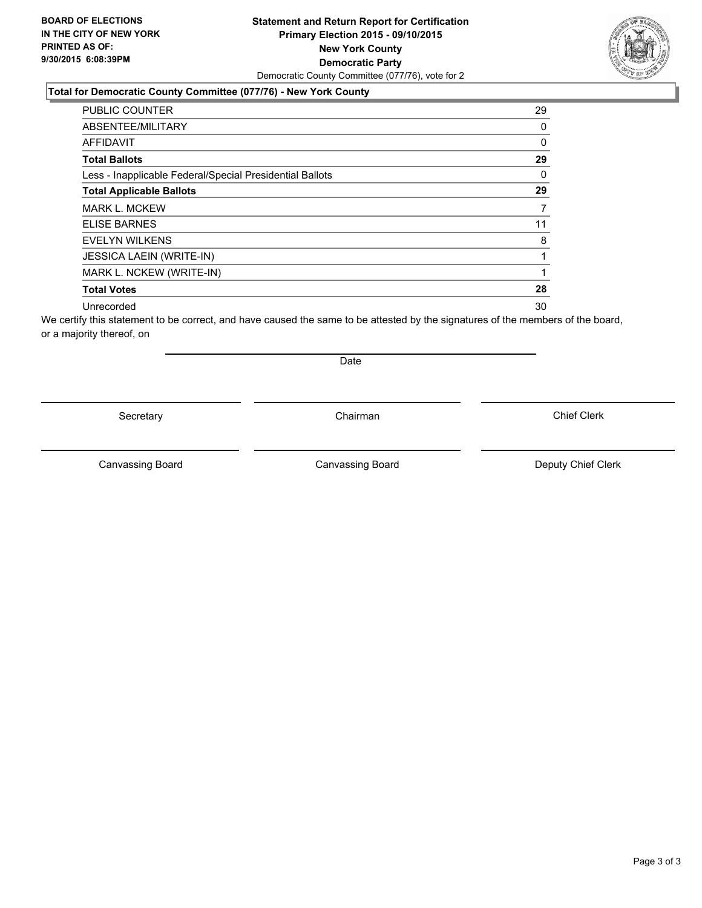**BOARD OF ELECTIONS IN THE CITY OF NEW YORK PRINTED AS OF: 9/30/2015 6:08:39PM**

**Statement and Return Report for Certification**
**Primary Election 2015 - 09/10/2015**
**New York County**
**Democratic Party**
Democratic County Committee (077/76), vote for 2

### Total for Democratic County Committee (077/76) - New York County

| | |
|---|---|
| PUBLIC COUNTER | 29 |
| ABSENTEE/MILITARY | 0 |
| AFFIDAVIT | 0 |
| **Total Ballots** | **29** |
| Less - Inapplicable Federal/Special Presidential Ballots | 0 |
| **Total Applicable Ballots** | **29** |
| MARK L. MCKEW | 7 |
| ELISE BARNES | 11 |
| EVELYN WILKENS | 8 |
| JESSICA LAEIN (WRITE-IN) | 1 |
| MARK L. NCKEW (WRITE-IN) | 1 |
| **Total Votes** | **28** |
| Unrecorded | 30 |

We certify this statement to be correct, and have caused the same to be attested by the signatures of the members of the board, or a majority thereof, on

Date

Secretary　　Chairman　　Chief Clerk

Canvassing Board　　Canvassing Board　　Deputy Chief Clerk